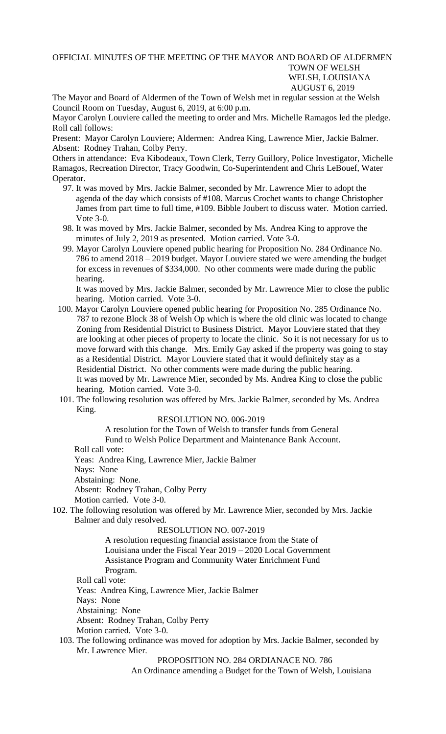# OFFICIAL MINUTES OF THE MEETING OF THE MAYOR AND BOARD OF ALDERMEN

TOWN OF WELSH
WELSH, LOUISIANA
AUGUST 6, 2019

The Mayor and Board of Aldermen of the Town of Welsh met in regular session at the Welsh Council Room on Tuesday, August 6, 2019, at 6:00 p.m.

Mayor Carolyn Louviere called the meeting to order and Mrs. Michelle Ramagos led the pledge. Roll call follows:

Present: Mayor Carolyn Louviere; Aldermen: Andrea King, Lawrence Mier, Jackie Balmer.
Absent: Rodney Trahan, Colby Perry.

Others in attendance: Eva Kibodeaux, Town Clerk, Terry Guillory, Police Investigator, Michelle Ramagos, Recreation Director, Tracy Goodwin, Co-Superintendent and Chris LeBouef, Water Operator.

97. It was moved by Mrs. Jackie Balmer, seconded by Mr. Lawrence Mier to adopt the agenda of the day which consists of #108. Marcus Crochet wants to change Christopher James from part time to full time, #109. Bibble Joubert to discuss water. Motion carried. Vote 3-0.

98. It was moved by Mrs. Jackie Balmer, seconded by Ms. Andrea King to approve the minutes of July 2, 2019 as presented. Motion carried. Vote 3-0.

99. Mayor Carolyn Louviere opened public hearing for Proposition No. 284 Ordinance No. 786 to amend 2018 – 2019 budget. Mayor Louviere stated we were amending the budget for excess in revenues of $334,000. No other comments were made during the public hearing.

    It was moved by Mrs. Jackie Balmer, seconded by Mr. Lawrence Mier to close the public hearing. Motion carried. Vote 3-0.

100. Mayor Carolyn Louviere opened public hearing for Proposition No. 285 Ordinance No. 787 to rezone Block 38 of Welsh Op which is where the old clinic was located to change Zoning from Residential District to Business District. Mayor Louviere stated that they are looking at other pieces of property to locate the clinic. So it is not necessary for us to move forward with this change. Mrs. Emily Gay asked if the property was going to stay as a Residential District. Mayor Louviere stated that it would definitely stay as a Residential District. No other comments were made during the public hearing.

     It was moved by Mr. Lawrence Mier, seconded by Ms. Andrea King to close the public hearing. Motion carried. Vote 3-0.

101. The following resolution was offered by Mrs. Jackie Balmer, seconded by Ms. Andrea King.

     RESOLUTION NO. 006-2019

     A resolution for the Town of Welsh to transfer funds from General Fund to Welsh Police Department and Maintenance Bank Account.

     Roll call vote:
     Yeas: Andrea King, Lawrence Mier, Jackie Balmer
     Nays: None
     Abstaining: None.
     Absent: Rodney Trahan, Colby Perry
     Motion carried. Vote 3-0.

102. The following resolution was offered by Mr. Lawrence Mier, seconded by Mrs. Jackie Balmer and duly resolved.

     RESOLUTION NO. 007-2019

     A resolution requesting financial assistance from the State of Louisiana under the Fiscal Year 2019 – 2020 Local Government Assistance Program and Community Water Enrichment Fund Program.

     Roll call vote:
     Yeas: Andrea King, Lawrence Mier, Jackie Balmer
     Nays: None
     Abstaining: None
     Absent: Rodney Trahan, Colby Perry
     Motion carried. Vote 3-0.

103. The following ordinance was moved for adoption by Mrs. Jackie Balmer, seconded by Mr. Lawrence Mier.

     PROPOSITION NO. 284 ORDIANACE NO. 786

     An Ordinance amending a Budget for the Town of Welsh, Louisiana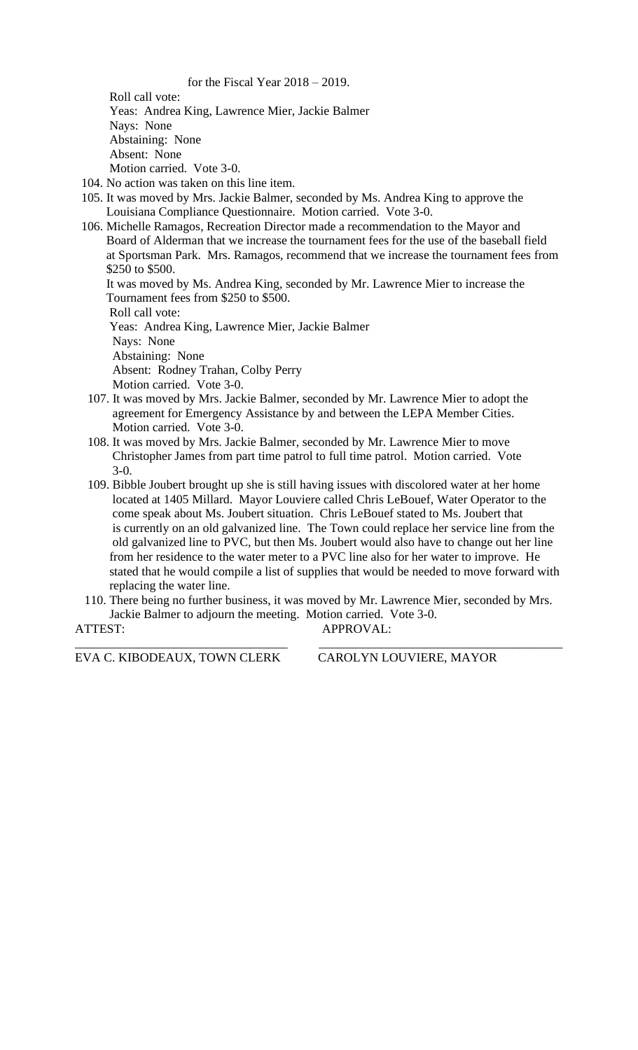for the Fiscal Year 2018 – 2019.

Roll call vote:
Yeas: Andrea King, Lawrence Mier, Jackie Balmer
Nays: None
Abstaining: None
Absent: None
Motion carried. Vote 3-0.

104. No action was taken on this line item.
105. It was moved by Mrs. Jackie Balmer, seconded by Ms. Andrea King to approve the Louisiana Compliance Questionnaire. Motion carried. Vote 3-0.
106. Michelle Ramagos, Recreation Director made a recommendation to the Mayor and Board of Alderman that we increase the tournament fees for the use of the baseball field at Sportsman Park. Mrs. Ramagos, recommend that we increase the tournament fees from $250 to $500.

    It was moved by Ms. Andrea King, seconded by Mr. Lawrence Mier to increase the Tournament fees from $250 to $500.
    Roll call vote:
    Yeas: Andrea King, Lawrence Mier, Jackie Balmer
    Nays: None
    Abstaining: None
    Absent: Rodney Trahan, Colby Perry
    Motion carried. Vote 3-0.
107. It was moved by Mrs. Jackie Balmer, seconded by Mr. Lawrence Mier to adopt the agreement for Emergency Assistance by and between the LEPA Member Cities. Motion carried. Vote 3-0.
108. It was moved by Mrs. Jackie Balmer, seconded by Mr. Lawrence Mier to move Christopher James from part time patrol to full time patrol. Motion carried. Vote 3-0.
109. Bibble Joubert brought up she is still having issues with discolored water at her home located at 1405 Millard. Mayor Louviere called Chris LeBouef, Water Operator to the come speak about Ms. Joubert situation. Chris LeBouef stated to Ms. Joubert that is currently on an old galvanized line. The Town could replace her service line from the old galvanized line to PVC, but then Ms. Joubert would also have to change out her line from her residence to the water meter to a PVC line also for her water to improve. He stated that he would compile a list of supplies that would be needed to move forward with replacing the water line.
110. There being no further business, it was moved by Mr. Lawrence Mier, seconded by Mrs. Jackie Balmer to adjourn the meeting. Motion carried. Vote 3-0.

ATTEST: APPROVAL:

\_\_\_\_\_\_\_\_\_\_\_\_\_\_\_\_\_\_\_\_\_\_\_\_\_\_\_\_\_\_\_\_\_\_ \_\_\_\_\_\_\_\_\_\_\_\_\_\_\_\_\_\_\_\_\_\_\_\_\_\_\_\_\_\_\_\_\_\_\_\_\_\_

EVA C. KIBODEAUX, TOWN CLERK CAROLYN LOUVIERE, MAYOR